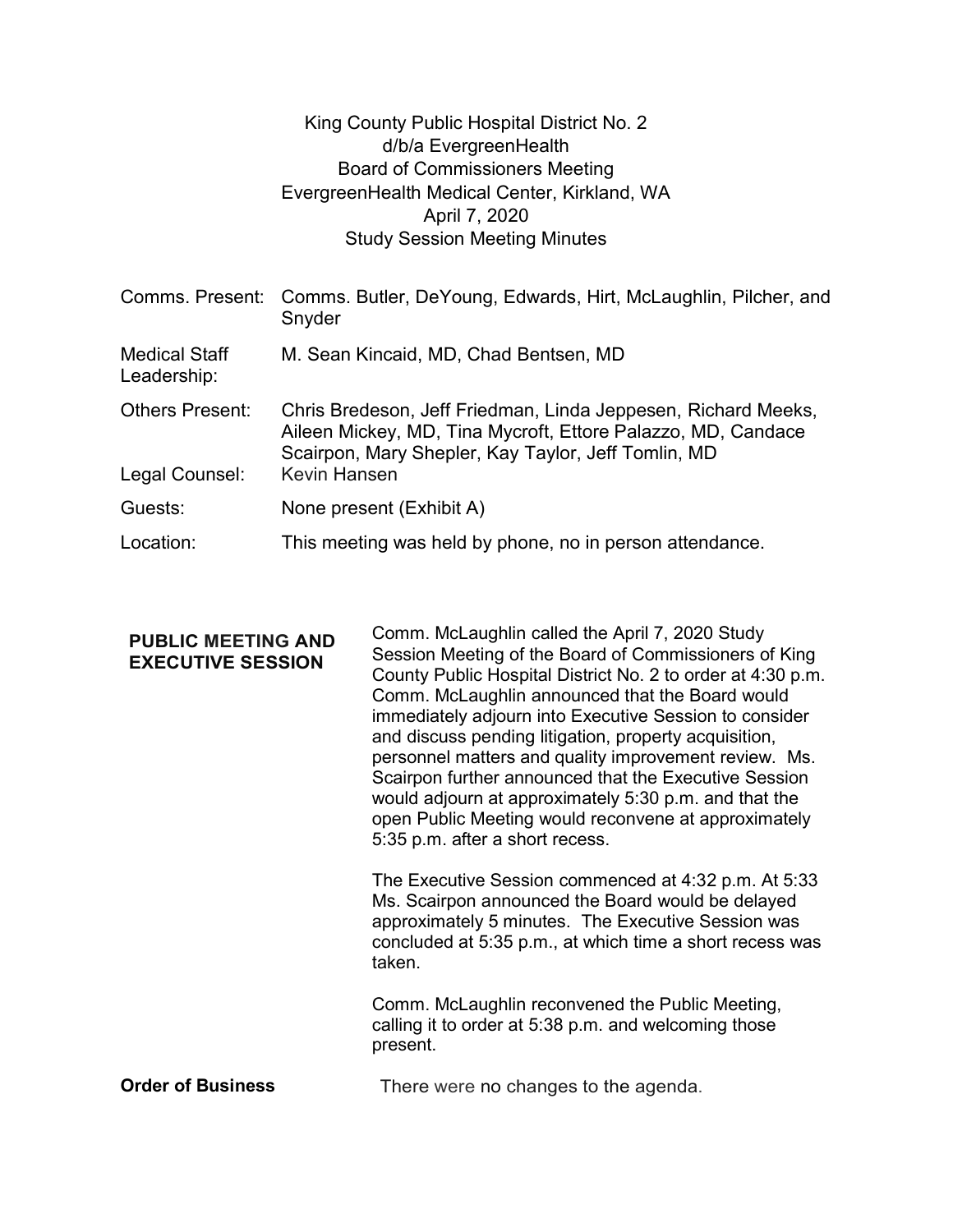King County Public Hospital District No. 2
d/b/a EvergreenHealth
Board of Commissioners Meeting
EvergreenHealth Medical Center, Kirkland, WA
April 7, 2020
Study Session Meeting Minutes

| | |
|---|---|
| Comms. Present: | Comms. Butler, DeYoung, Edwards, Hirt, McLaughlin, Pilcher, and Snyder |
| Medical Staff Leadership: | M. Sean Kincaid, MD, Chad Bentsen, MD |
| Others Present: | Chris Bredeson, Jeff Friedman, Linda Jeppesen, Richard Meeks, Aileen Mickey, MD, Tina Mycroft, Ettore Palazzo, MD, Candace Scairpon, Mary Shepler, Kay Taylor, Jeff Tomlin, MD |
| Legal Counsel: | Kevin Hansen |
| Guests: | None present (Exhibit A) |
| Location: | This meeting was held by phone, no in person attendance. |

**PUBLIC MEETING AND EXECUTIVE SESSION**

Comm. McLaughlin called the April 7, 2020 Study Session Meeting of the Board of Commissioners of King County Public Hospital District No. 2 to order at 4:30 p.m. Comm. McLaughlin announced that the Board would immediately adjourn into Executive Session to consider and discuss pending litigation, property acquisition, personnel matters and quality improvement review. Ms. Scairpon further announced that the Executive Session would adjourn at approximately 5:30 p.m. and that the open Public Meeting would reconvene at approximately 5:35 p.m. after a short recess.

The Executive Session commenced at 4:32 p.m. At 5:33 Ms. Scairpon announced the Board would be delayed approximately 5 minutes. The Executive Session was concluded at 5:35 p.m., at which time a short recess was taken.

Comm. McLaughlin reconvened the Public Meeting, calling it to order at 5:38 p.m. and welcoming those present.

**Order of Business**

There were no changes to the agenda.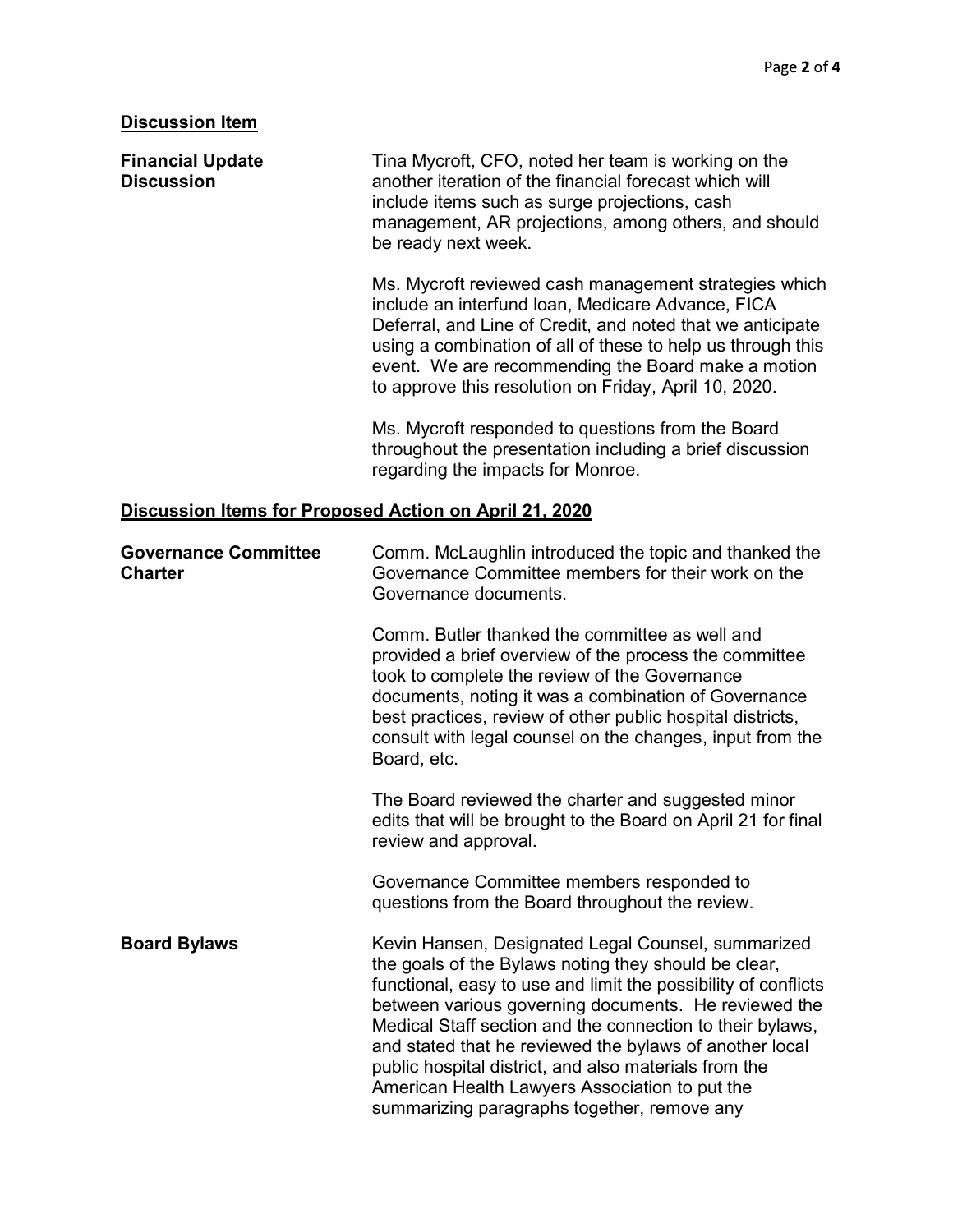## Discussion Item

**Financial Update Discussion**

Tina Mycroft, CFO, noted her team is working on the another iteration of the financial forecast which will include items such as surge projections, cash management, AR projections, among others, and should be ready next week.

Ms. Mycroft reviewed cash management strategies which include an interfund loan, Medicare Advance, FICA Deferral, and Line of Credit, and noted that we anticipate using a combination of all of these to help us through this event. We are recommending the Board make a motion to approve this resolution on Friday, April 10, 2020.

Ms. Mycroft responded to questions from the Board throughout the presentation including a brief discussion regarding the impacts for Monroe.

## Discussion Items for Proposed Action on April 21, 2020

**Governance Committee Charter**

Comm. McLaughlin introduced the topic and thanked the Governance Committee members for their work on the Governance documents.

Comm. Butler thanked the committee as well and provided a brief overview of the process the committee took to complete the review of the Governance documents, noting it was a combination of Governance best practices, review of other public hospital districts, consult with legal counsel on the changes, input from the Board, etc.

The Board reviewed the charter and suggested minor edits that will be brought to the Board on April 21 for final review and approval.

Governance Committee members responded to questions from the Board throughout the review.

**Board Bylaws**

Kevin Hansen, Designated Legal Counsel, summarized the goals of the Bylaws noting they should be clear, functional, easy to use and limit the possibility of conflicts between various governing documents. He reviewed the Medical Staff section and the connection to their bylaws, and stated that he reviewed the bylaws of another local public hospital district, and also materials from the American Health Lawyers Association to put the summarizing paragraphs together, remove any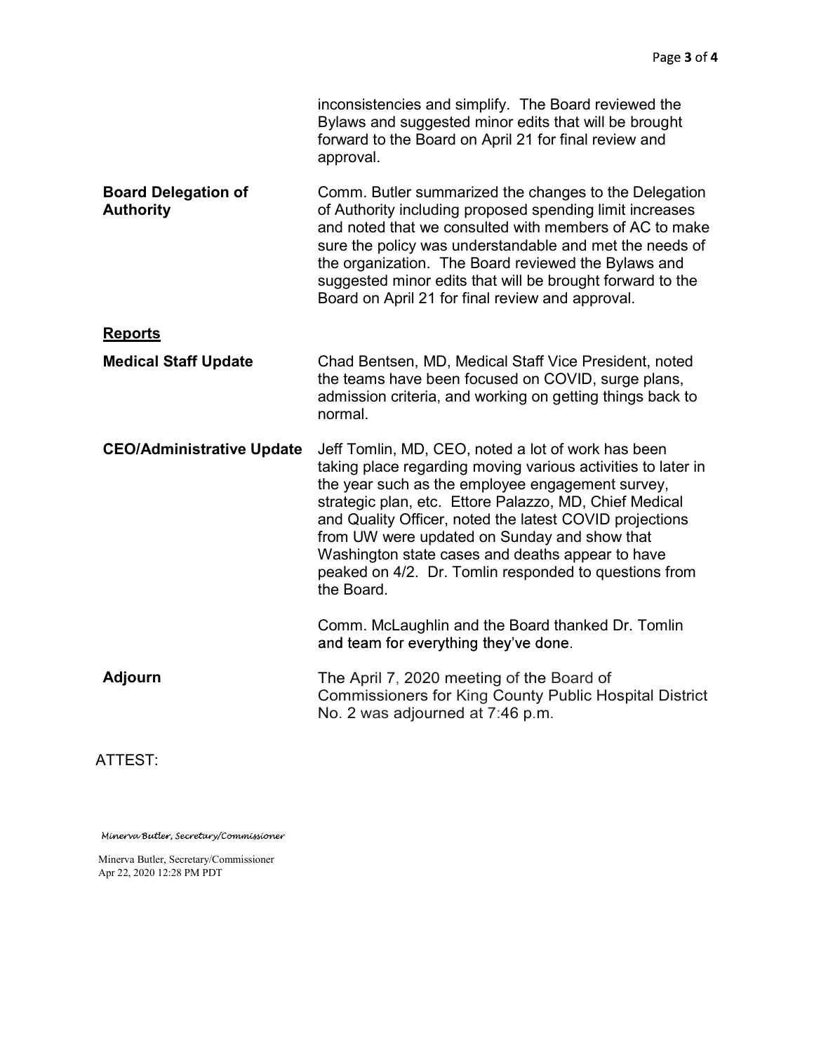inconsistencies and simplify. The Board reviewed the Bylaws and suggested minor edits that will be brought forward to the Board on April 21 for final review and approval.

**Board Delegation of Authority**

Comm. Butler summarized the changes to the Delegation of Authority including proposed spending limit increases and noted that we consulted with members of AC to make sure the policy was understandable and met the needs of the organization. The Board reviewed the Bylaws and suggested minor edits that will be brought forward to the Board on April 21 for final review and approval.

## Reports

**Medical Staff Update**

Chad Bentsen, MD, Medical Staff Vice President, noted the teams have been focused on COVID, surge plans, admission criteria, and working on getting things back to normal.

**CEO/Administrative Update**

Jeff Tomlin, MD, CEO, noted a lot of work has been taking place regarding moving various activities to later in the year such as the employee engagement survey, strategic plan, etc. Ettore Palazzo, MD, Chief Medical and Quality Officer, noted the latest COVID projections from UW were updated on Sunday and show that Washington state cases and deaths appear to have peaked on 4/2. Dr. Tomlin responded to questions from the Board.

Comm. McLaughlin and the Board thanked Dr. Tomlin and team for everything they've done.

**Adjourn**

The April 7, 2020 meeting of the Board of Commissioners for King County Public Hospital District No. 2 was adjourned at 7:46 p.m.

ATTEST:

*Minerva Butler, Secretary/Commissioner*

Minerva Butler, Secretary/Commissioner
Apr 22, 2020 12:28 PM PDT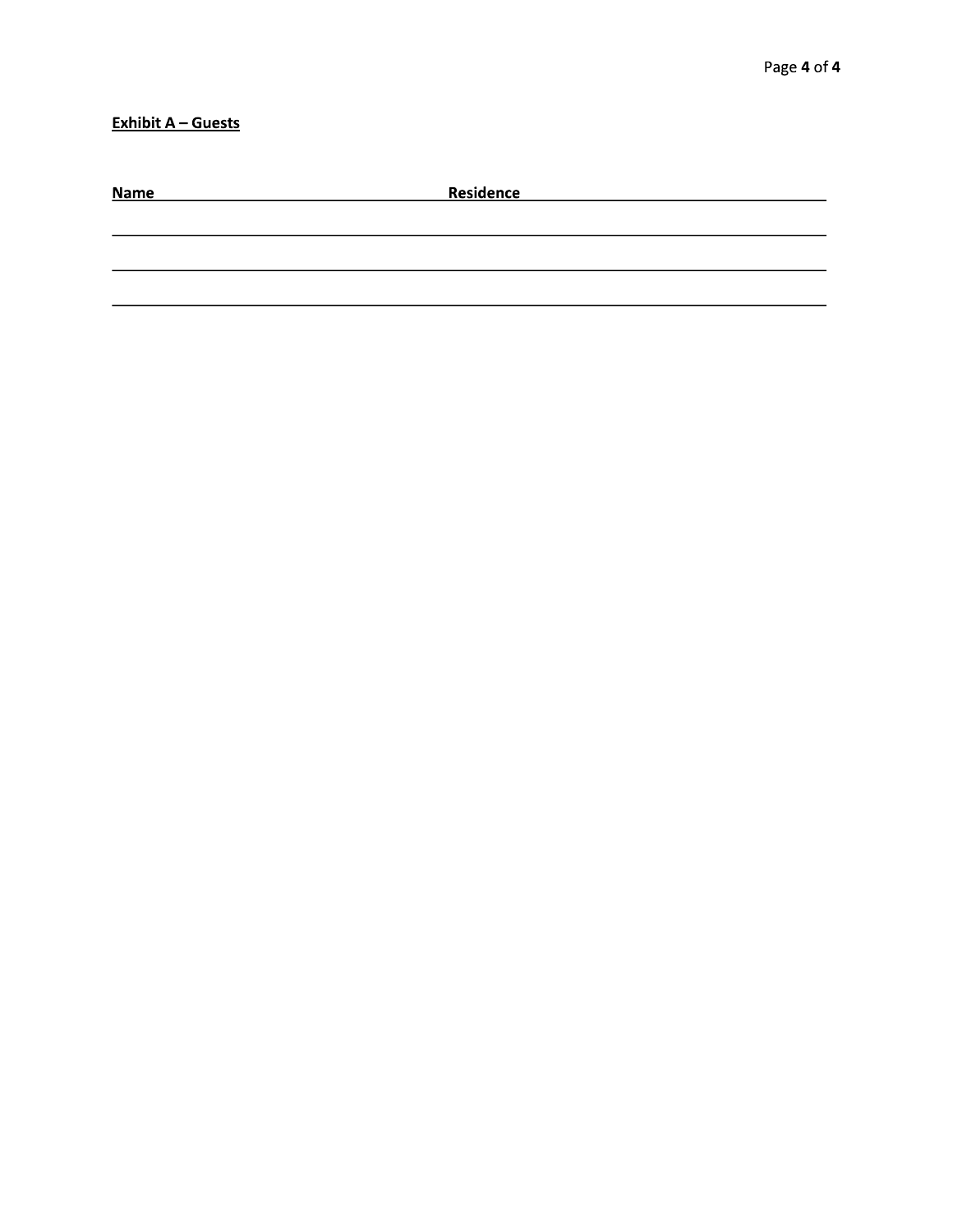**Exhibit A – Guests**

| Name | Residence |
| --- | --- |
| | |
| | |
| | |